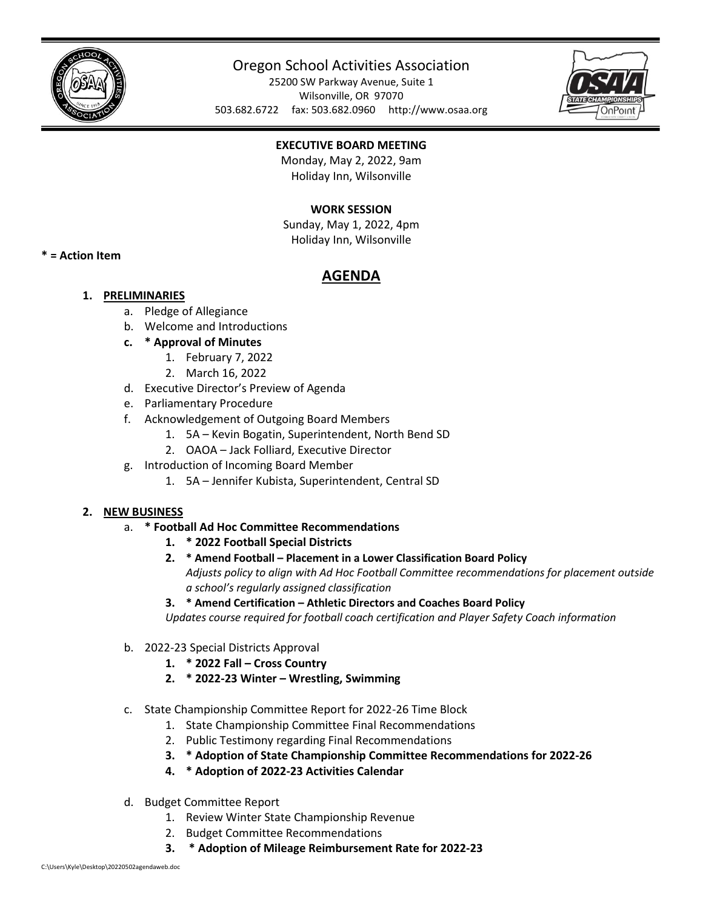# Oregon School Activities Association

25200 SW Parkway Avenue, Suite 1
Wilsonville, OR 97070
503.682.6722 fax: 503.682.0960 http://www.osaa.org

**EXECUTIVE BOARD MEETING**
Monday, May 2, 2022, 9am
Holiday Inn, Wilsonville

**WORK SESSION**
Sunday, May 1, 2022, 4pm
Holiday Inn, Wilsonville

**\* = Action Item**

## AGENDA

1. **PRELIMINARIES**
   a. Pledge of Allegiance
   b. Welcome and Introductions
   **c. \* Approval of Minutes**
      1. February 7, 2022
      2. March 16, 2022
   d. Executive Director's Preview of Agenda
   e. Parliamentary Procedure
   f. Acknowledgement of Outgoing Board Members
      1. 5A – Kevin Bogatin, Superintendent, North Bend SD
      2. OAOA – Jack Folliard, Executive Director
   g. Introduction of Incoming Board Member
      1. 5A – Jennifer Kubista, Superintendent, Central SD

2. **NEW BUSINESS**
   a. **\* Football Ad Hoc Committee Recommendations**
      1. **\* 2022 Football Special Districts**
      2. **\* Amend Football – Placement in a Lower Classification Board Policy**
         *Adjusts policy to align with Ad Hoc Football Committee recommendations for placement outside a school's regularly assigned classification*
      3. **\* Amend Certification – Athletic Directors and Coaches Board Policy**
         *Updates course required for football coach certification and Player Safety Coach information*

   b. 2022-23 Special Districts Approval
      1. **\* 2022 Fall – Cross Country**
      2. **\* 2022-23 Winter – Wrestling, Swimming**

   c. State Championship Committee Report for 2022-26 Time Block
      1. State Championship Committee Final Recommendations
      2. Public Testimony regarding Final Recommendations
      3. **\* Adoption of State Championship Committee Recommendations for 2022-26**
      4. **\* Adoption of 2022-23 Activities Calendar**

   d. Budget Committee Report
      1. Review Winter State Championship Revenue
      2. Budget Committee Recommendations
      3. **\* Adoption of Mileage Reimbursement Rate for 2022-23**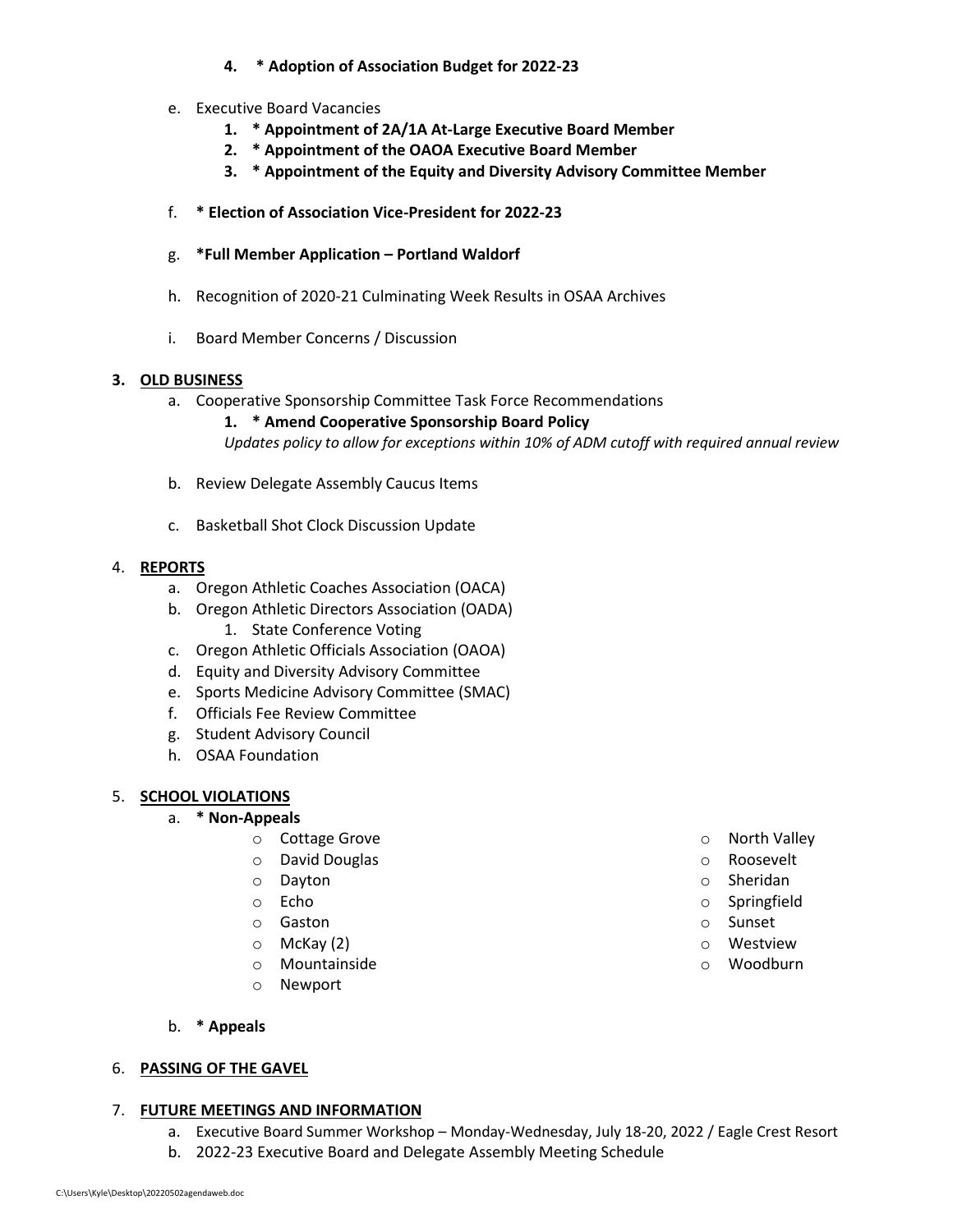4. **\* Adoption of Association Budget for 2022-23**

e. Executive Board Vacancies
   1. **\* Appointment of 2A/1A At-Large Executive Board Member**
   2. **\* Appointment of the OAOA Executive Board Member**
   3. **\* Appointment of the Equity and Diversity Advisory Committee Member**

f. **\* Election of Association Vice-President for 2022-23**

g. **\*Full Member Application – Portland Waldorf**

h. Recognition of 2020-21 Culminating Week Results in OSAA Archives

i. Board Member Concerns / Discussion

3. **OLD BUSINESS**
   a. Cooperative Sponsorship Committee Task Force Recommendations
      1. **\* Amend Cooperative Sponsorship Board Policy**
      *Updates policy to allow for exceptions within 10% of ADM cutoff with required annual review*

   b. Review Delegate Assembly Caucus Items

   c. Basketball Shot Clock Discussion Update

4. **REPORTS**
   a. Oregon Athletic Coaches Association (OACA)
   b. Oregon Athletic Directors Association (OADA)
      1. State Conference Voting
   c. Oregon Athletic Officials Association (OAOA)
   d. Equity and Diversity Advisory Committee
   e. Sports Medicine Advisory Committee (SMAC)
   f. Officials Fee Review Committee
   g. Student Advisory Council
   h. OSAA Foundation

5. **SCHOOL VIOLATIONS**
   a. **\* Non-Appeals**
      - Cottage Grove
      - David Douglas
      - Dayton
      - Echo
      - Gaston
      - McKay (2)
      - Mountainside
      - Newport
      - North Valley
      - Roosevelt
      - Sheridan
      - Springfield
      - Sunset
      - Westview
      - Woodburn

   b. **\* Appeals**

6. **PASSING OF THE GAVEL**

7. **FUTURE MEETINGS AND INFORMATION**
   a. Executive Board Summer Workshop – Monday-Wednesday, July 18-20, 2022 / Eagle Crest Resort
   b. 2022-23 Executive Board and Delegate Assembly Meeting Schedule

C:\Users\Kyle\Desktop\20220502agendaweb.doc